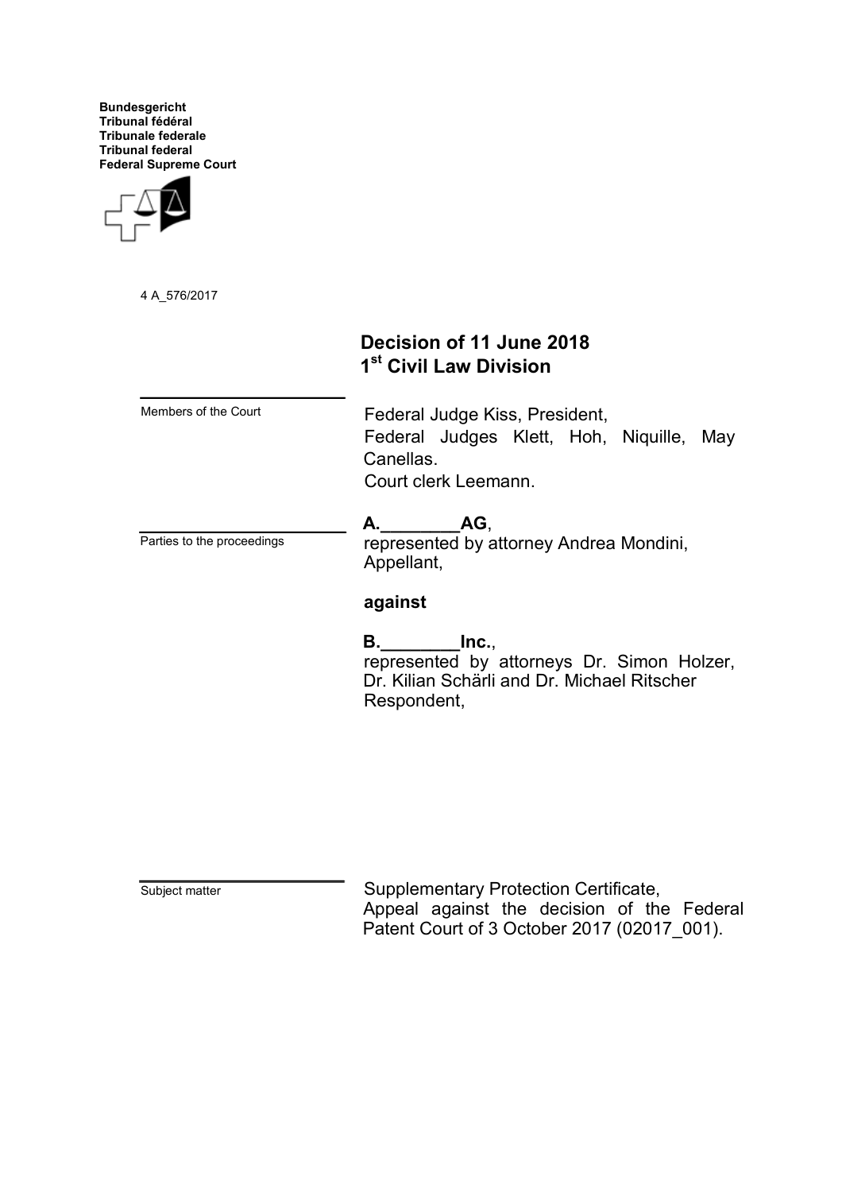**Bundesgericht**
**Tribunal fédéral**
**Tribunale federale**
**Tribunal federal**
**Federal Supreme Court**

4 A_576/2017

## Decision of 11 June 2018
## 1st Civil Law Division

Members of the Court

Federal Judge Kiss, President,
Federal Judges Klett, Hoh, Niquille, May Canellas.
Court clerk Leemann.

Parties to the proceedings

**A.________AG**,
represented by attorney Andrea Mondini,
Appellant,

**against**

**B.________Inc.**,
represented by attorneys Dr. Simon Holzer, Dr. Kilian Schärli and Dr. Michael Ritscher
Respondent,

Subject matter

Supplementary Protection Certificate,
Appeal against the decision of the Federal Patent Court of 3 October 2017 (02017_001).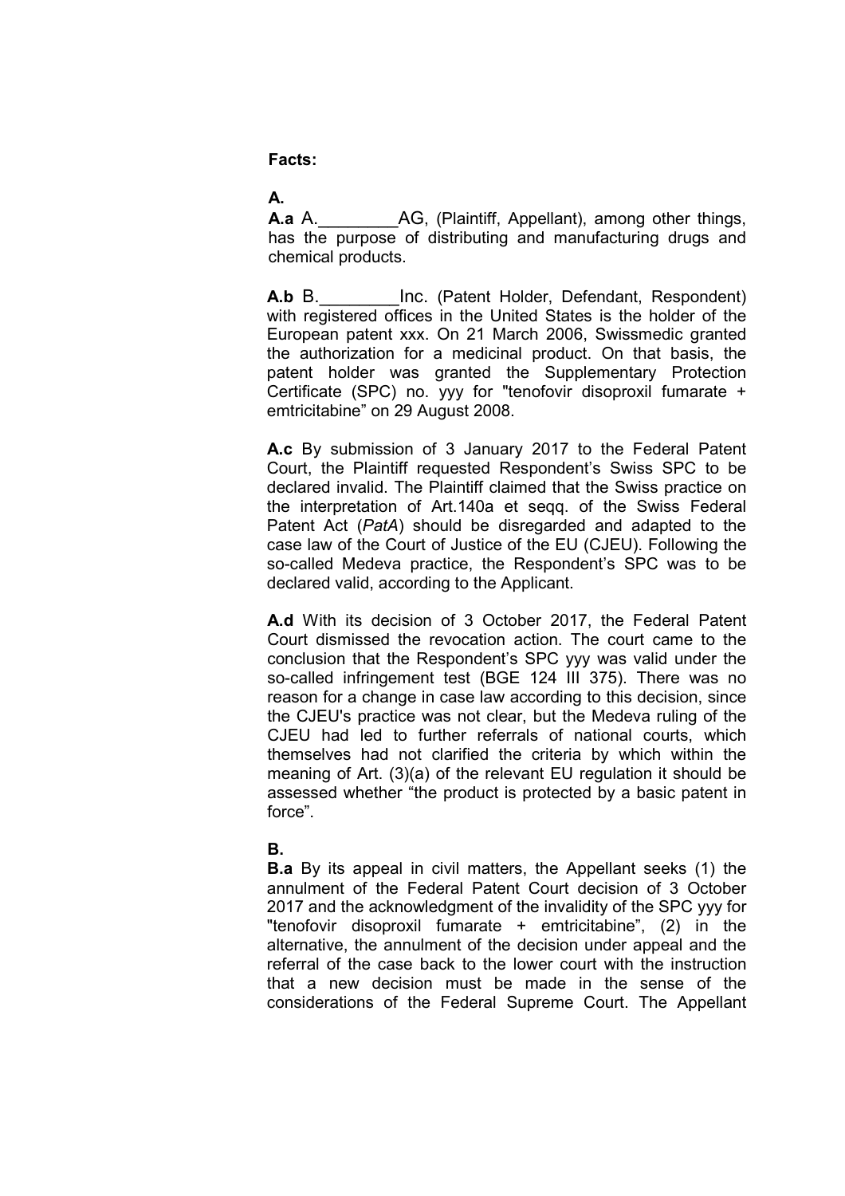**Facts:**

**A.**

**A.a** A.________AG, (Plaintiff, Appellant), among other things, has the purpose of distributing and manufacturing drugs and chemical products.

**A.b** B.________Inc. (Patent Holder, Defendant, Respondent) with registered offices in the United States is the holder of the European patent xxx. On 21 March 2006, Swissmedic granted the authorization for a medicinal product. On that basis, the patent holder was granted the Supplementary Protection Certificate (SPC) no. yyy for "tenofovir disoproxil fumarate + emtricitabine" on 29 August 2008.

**A.c** By submission of 3 January 2017 to the Federal Patent Court, the Plaintiff requested Respondent's Swiss SPC to be declared invalid. The Plaintiff claimed that the Swiss practice on the interpretation of Art.140a et seqq. of the Swiss Federal Patent Act (*PatA*) should be disregarded and adapted to the case law of the Court of Justice of the EU (CJEU). Following the so-called Medeva practice, the Respondent's SPC was to be declared valid, according to the Applicant.

**A.d** With its decision of 3 October 2017, the Federal Patent Court dismissed the revocation action. The court came to the conclusion that the Respondent's SPC yyy was valid under the so-called infringement test (BGE 124 III 375). There was no reason for a change in case law according to this decision, since the CJEU's practice was not clear, but the Medeva ruling of the CJEU had led to further referrals of national courts, which themselves had not clarified the criteria by which within the meaning of Art. (3)(a) of the relevant EU regulation it should be assessed whether "the product is protected by a basic patent in force".

**B.**

**B.a** By its appeal in civil matters, the Appellant seeks (1) the annulment of the Federal Patent Court decision of 3 October 2017 and the acknowledgment of the invalidity of the SPC yyy for "tenofovir disoproxil fumarate + emtricitabine", (2) in the alternative, the annulment of the decision under appeal and the referral of the case back to the lower court with the instruction that a new decision must be made in the sense of the considerations of the Federal Supreme Court. The Appellant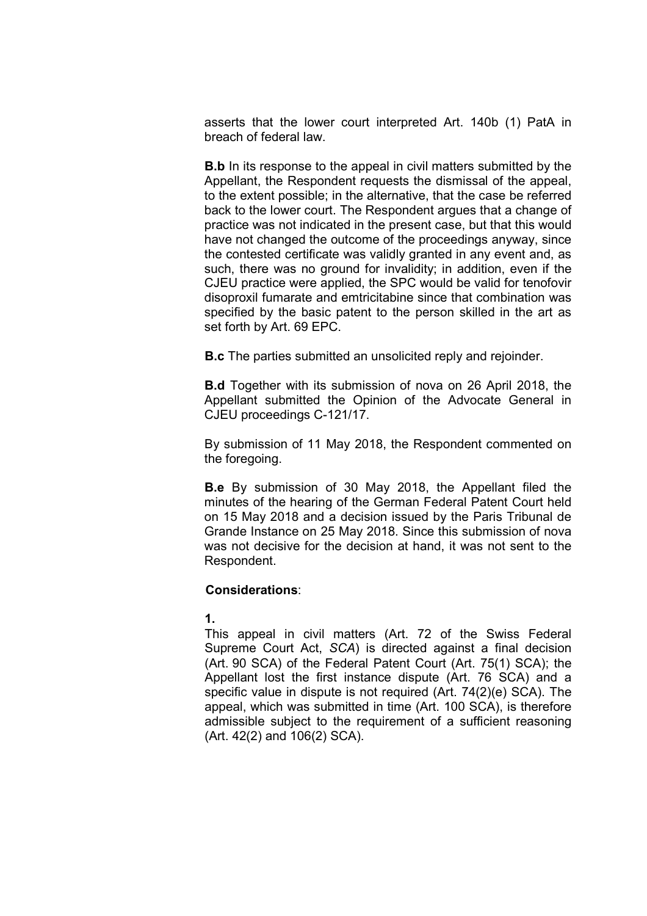asserts that the lower court interpreted Art. 140b (1) PatA in breach of federal law.

**B.b** In its response to the appeal in civil matters submitted by the Appellant, the Respondent requests the dismissal of the appeal, to the extent possible; in the alternative, that the case be referred back to the lower court. The Respondent argues that a change of practice was not indicated in the present case, but that this would have not changed the outcome of the proceedings anyway, since the contested certificate was validly granted in any event and, as such, there was no ground for invalidity; in addition, even if the CJEU practice were applied, the SPC would be valid for tenofovir disoproxil fumarate and emtricitabine since that combination was specified by the basic patent to the person skilled in the art as set forth by Art. 69 EPC.

**B.c** The parties submitted an unsolicited reply and rejoinder.

**B.d** Together with its submission of nova on 26 April 2018, the Appellant submitted the Opinion of the Advocate General in CJEU proceedings C-121/17.

By submission of 11 May 2018, the Respondent commented on the foregoing.

**B.e** By submission of 30 May 2018, the Appellant filed the minutes of the hearing of the German Federal Patent Court held on 15 May 2018 and a decision issued by the Paris Tribunal de Grande Instance on 25 May 2018. Since this submission of nova was not decisive for the decision at hand, it was not sent to the Respondent.

**Considerations**:

**1.**

This appeal in civil matters (Art. 72 of the Swiss Federal Supreme Court Act, *SCA*) is directed against a final decision (Art. 90 SCA) of the Federal Patent Court (Art. 75(1) SCA); the Appellant lost the first instance dispute (Art. 76 SCA) and a specific value in dispute is not required (Art. 74(2)(e) SCA). The appeal, which was submitted in time (Art. 100 SCA), is therefore admissible subject to the requirement of a sufficient reasoning (Art. 42(2) and 106(2) SCA).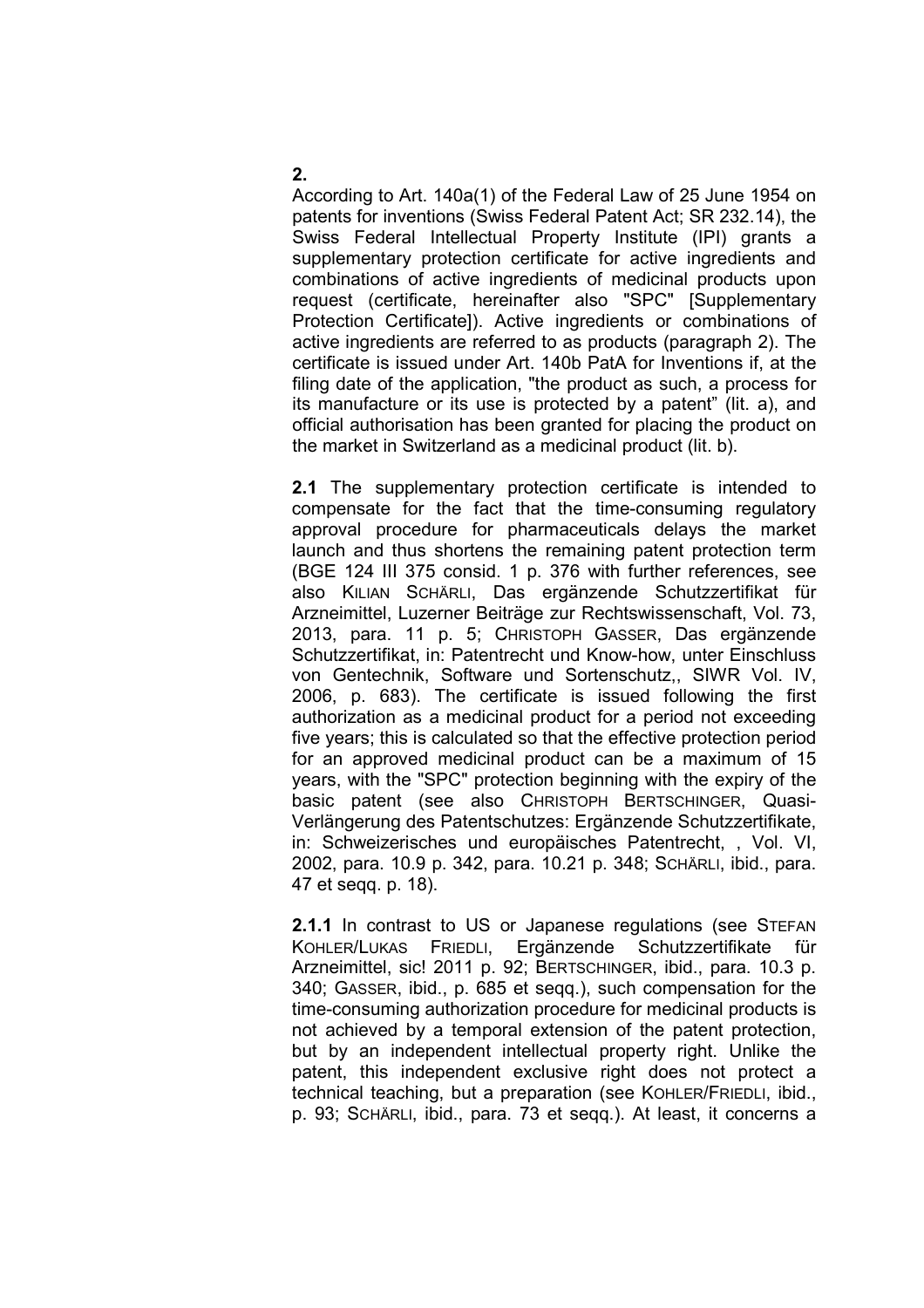**2.**
According to Art. 140a(1) of the Federal Law of 25 June 1954 on patents for inventions (Swiss Federal Patent Act; SR 232.14), the Swiss Federal Intellectual Property Institute (IPI) grants a supplementary protection certificate for active ingredients and combinations of active ingredients of medicinal products upon request (certificate, hereinafter also "SPC" [Supplementary Protection Certificate]). Active ingredients or combinations of active ingredients are referred to as products (paragraph 2). The certificate is issued under Art. 140b PatA for Inventions if, at the filing date of the application, "the product as such, a process for its manufacture or its use is protected by a patent" (lit. a), and official authorisation has been granted for placing the product on the market in Switzerland as a medicinal product (lit. b).

**2.1** The supplementary protection certificate is intended to compensate for the fact that the time-consuming regulatory approval procedure for pharmaceuticals delays the market launch and thus shortens the remaining patent protection term (BGE 124 III 375 consid. 1 p. 376 with further references, see also KILIAN SCHÄRLI, Das ergänzende Schutzzertifikat für Arzneimittel, Luzerner Beiträge zur Rechtswissenschaft, Vol. 73, 2013, para. 11 p. 5; CHRISTOPH GASSER, Das ergänzende Schutzzertifikat, in: Patentrecht und Know-how, unter Einschluss von Gentechnik, Software und Sortenschutz,, SIWR Vol. IV, 2006, p. 683). The certificate is issued following the first authorization as a medicinal product for a period not exceeding five years; this is calculated so that the effective protection period for an approved medicinal product can be a maximum of 15 years, with the "SPC" protection beginning with the expiry of the basic patent (see also CHRISTOPH BERTSCHINGER, Quasi-Verlängerung des Patentschutzes: Ergänzende Schutzzertifikate, in: Schweizerisches und europäisches Patentrecht, , Vol. VI, 2002, para. 10.9 p. 342, para. 10.21 p. 348; SCHÄRLI, ibid., para. 47 et seqq. p. 18).

**2.1.1** In contrast to US or Japanese regulations (see STEFAN KOHLER/LUKAS FRIEDLI, Ergänzende Schutzzertifikate für Arzneimittel, sic! 2011 p. 92; BERTSCHINGER, ibid., para. 10.3 p. 340; GASSER, ibid., p. 685 et seqq.), such compensation for the time-consuming authorization procedure for medicinal products is not achieved by a temporal extension of the patent protection, but by an independent intellectual property right. Unlike the patent, this independent exclusive right does not protect a technical teaching, but a preparation (see KOHLER/FRIEDLI, ibid., p. 93; SCHÄRLI, ibid., para. 73 et seqq.). At least, it concerns a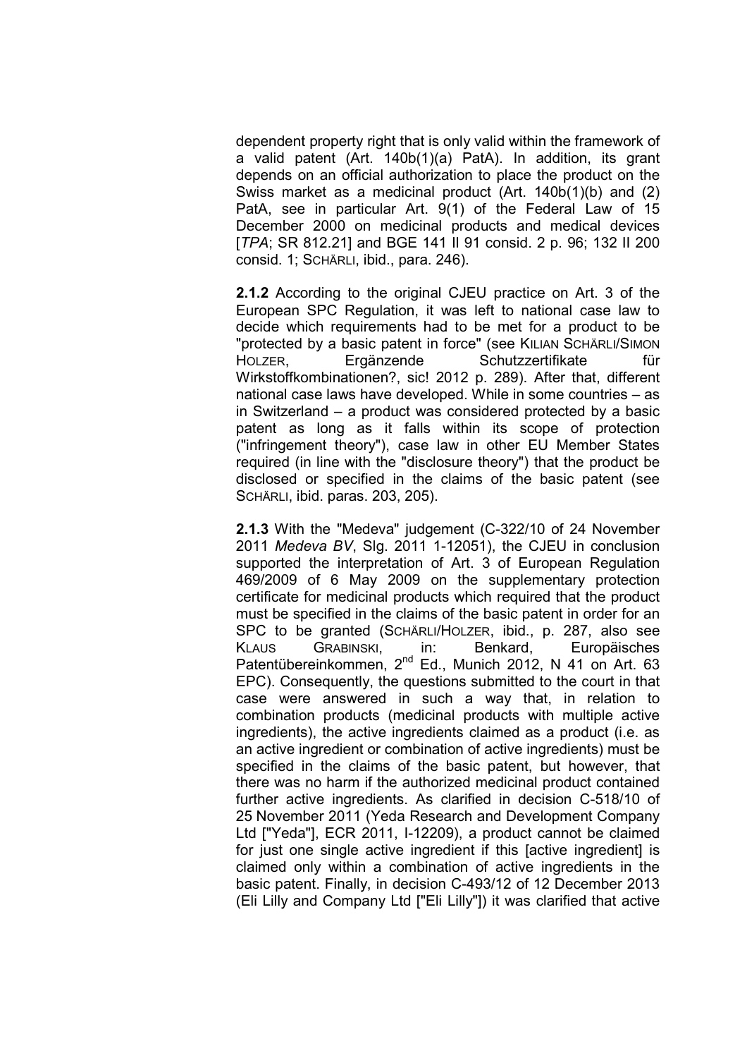dependent property right that is only valid within the framework of a valid patent (Art. 140b(1)(a) PatA). In addition, its grant depends on an official authorization to place the product on the Swiss market as a medicinal product (Art. 140b(1)(b) and (2) PatA, see in particular Art. 9(1) of the Federal Law of 15 December 2000 on medicinal products and medical devices [*TPA*; SR 812.21] and BGE 141 II 91 consid. 2 p. 96; 132 II 200 consid. 1; SCHÄRLI, ibid., para. 246).

**2.1.2** According to the original CJEU practice on Art. 3 of the European SPC Regulation, it was left to national case law to decide which requirements had to be met for a product to be "protected by a basic patent in force" (see KILIAN SCHÄRLI/SIMON HOLZER, Ergänzende Schutzzertifikate für Wirkstoffkombinationen?, sic! 2012 p. 289). After that, different national case laws have developed. While in some countries – as in Switzerland – a product was considered protected by a basic patent as long as it falls within its scope of protection ("infringement theory"), case law in other EU Member States required (in line with the "disclosure theory") that the product be disclosed or specified in the claims of the basic patent (see SCHÄRLI, ibid. paras. 203, 205).

**2.1.3** With the "Medeva" judgement (C-322/10 of 24 November 2011 *Medeva BV*, Slg. 2011 1-12051), the CJEU in conclusion supported the interpretation of Art. 3 of European Regulation 469/2009 of 6 May 2009 on the supplementary protection certificate for medicinal products which required that the product must be specified in the claims of the basic patent in order for an SPC to be granted (SCHÄRLI/HOLZER, ibid., p. 287, also see KLAUS GRABINSKI, in: Benkard, Europäisches Patentübereinkommen, 2nd Ed., Munich 2012, N 41 on Art. 63 EPC). Consequently, the questions submitted to the court in that case were answered in such a way that, in relation to combination products (medicinal products with multiple active ingredients), the active ingredients claimed as a product (i.e. as an active ingredient or combination of active ingredients) must be specified in the claims of the basic patent, but however, that there was no harm if the authorized medicinal product contained further active ingredients. As clarified in decision C-518/10 of 25 November 2011 (Yeda Research and Development Company Ltd ["Yeda"], ECR 2011, I-12209), a product cannot be claimed for just one single active ingredient if this [active ingredient] is claimed only within a combination of active ingredients in the basic patent. Finally, in decision C-493/12 of 12 December 2013 (Eli Lilly and Company Ltd ["Eli Lilly"]) it was clarified that active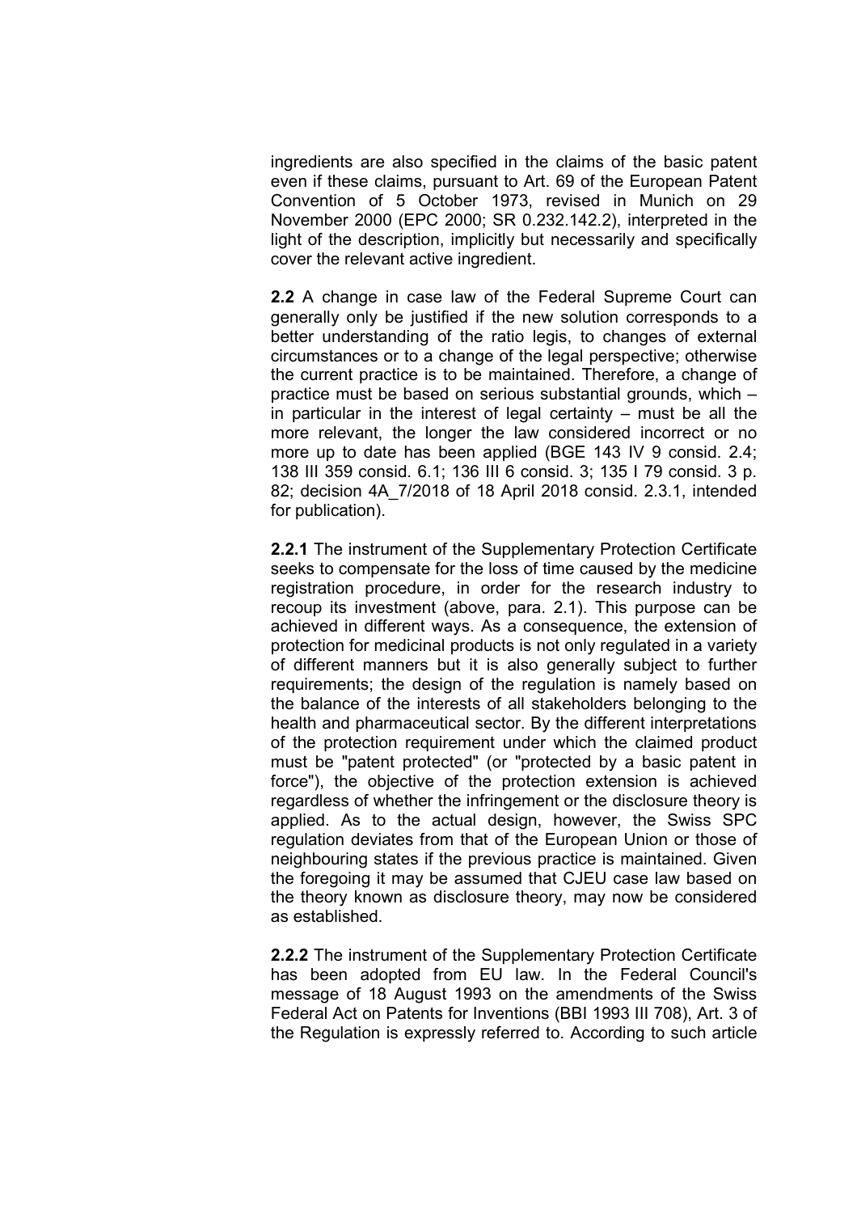ingredients are also specified in the claims of the basic patent even if these claims, pursuant to Art. 69 of the European Patent Convention of 5 October 1973, revised in Munich on 29 November 2000 (EPC 2000; SR 0.232.142.2), interpreted in the light of the description, implicitly but necessarily and specifically cover the relevant active ingredient.

**2.2** A change in case law of the Federal Supreme Court can generally only be justified if the new solution corresponds to a better understanding of the ratio legis, to changes of external circumstances or to a change of the legal perspective; otherwise the current practice is to be maintained. Therefore, a change of practice must be based on serious substantial grounds, which – in particular in the interest of legal certainty – must be all the more relevant, the longer the law considered incorrect or no more up to date has been applied (BGE 143 IV 9 consid. 2.4; 138 III 359 consid. 6.1; 136 III 6 consid. 3; 135 I 79 consid. 3 p. 82; decision 4A_7/2018 of 18 April 2018 consid. 2.3.1, intended for publication).

**2.2.1** The instrument of the Supplementary Protection Certificate seeks to compensate for the loss of time caused by the medicine registration procedure, in order for the research industry to recoup its investment (above, para. 2.1). This purpose can be achieved in different ways. As a consequence, the extension of protection for medicinal products is not only regulated in a variety of different manners but it is also generally subject to further requirements; the design of the regulation is namely based on the balance of the interests of all stakeholders belonging to the health and pharmaceutical sector. By the different interpretations of the protection requirement under which the claimed product must be "patent protected" (or "protected by a basic patent in force"), the objective of the protection extension is achieved regardless of whether the infringement or the disclosure theory is applied. As to the actual design, however, the Swiss SPC regulation deviates from that of the European Union or those of neighbouring states if the previous practice is maintained. Given the foregoing it may be assumed that CJEU case law based on the theory known as disclosure theory, may now be considered as established.

**2.2.2** The instrument of the Supplementary Protection Certificate has been adopted from EU law. In the Federal Council's message of 18 August 1993 on the amendments of the Swiss Federal Act on Patents for Inventions (BBl 1993 III 708), Art. 3 of the Regulation is expressly referred to. According to such article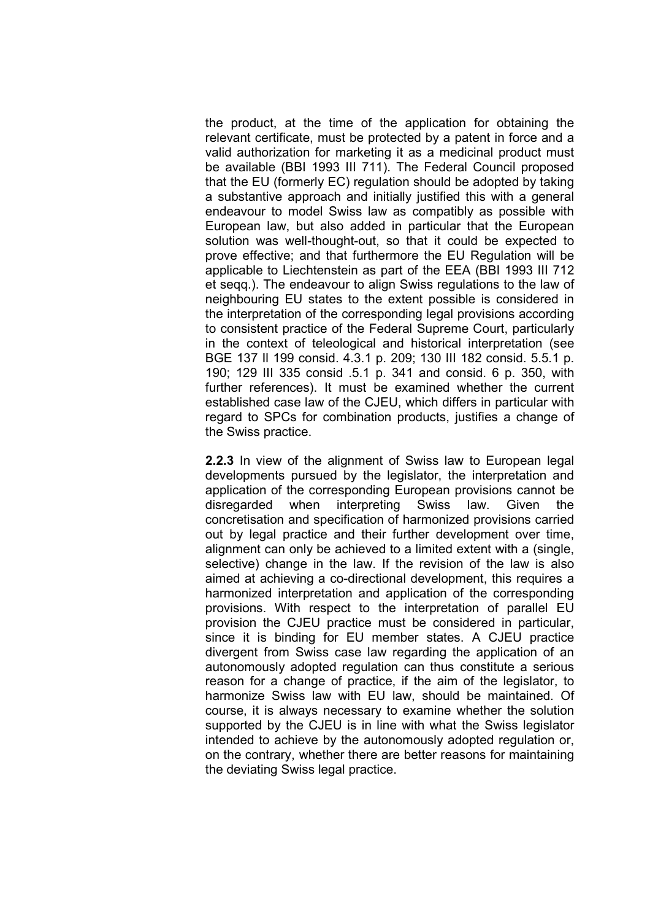the product, at the time of the application for obtaining the relevant certificate, must be protected by a patent in force and a valid authorization for marketing it as a medicinal product must be available (BBI 1993 III 711). The Federal Council proposed that the EU (formerly EC) regulation should be adopted by taking a substantive approach and initially justified this with a general endeavour to model Swiss law as compatibly as possible with European law, but also added in particular that the European solution was well-thought-out, so that it could be expected to prove effective; and that furthermore the EU Regulation will be applicable to Liechtenstein as part of the EEA (BBI 1993 III 712 et seqq.). The endeavour to align Swiss regulations to the law of neighbouring EU states to the extent possible is considered in the interpretation of the corresponding legal provisions according to consistent practice of the Federal Supreme Court, particularly in the context of teleological and historical interpretation (see BGE 137 II 199 consid. 4.3.1 p. 209; 130 III 182 consid. 5.5.1 p. 190; 129 III 335 consid .5.1 p. 341 and consid. 6 p. 350, with further references). It must be examined whether the current established case law of the CJEU, which differs in particular with regard to SPCs for combination products, justifies a change of the Swiss practice.

**2.2.3** In view of the alignment of Swiss law to European legal developments pursued by the legislator, the interpretation and application of the corresponding European provisions cannot be disregarded when interpreting Swiss law. Given the concretisation and specification of harmonized provisions carried out by legal practice and their further development over time, alignment can only be achieved to a limited extent with a (single, selective) change in the law. If the revision of the law is also aimed at achieving a co-directional development, this requires a harmonized interpretation and application of the corresponding provisions. With respect to the interpretation of parallel EU provision the CJEU practice must be considered in particular, since it is binding for EU member states. A CJEU practice divergent from Swiss case law regarding the application of an autonomously adopted regulation can thus constitute a serious reason for a change of practice, if the aim of the legislator, to harmonize Swiss law with EU law, should be maintained. Of course, it is always necessary to examine whether the solution supported by the CJEU is in line with what the Swiss legislator intended to achieve by the autonomously adopted regulation or, on the contrary, whether there are better reasons for maintaining the deviating Swiss legal practice.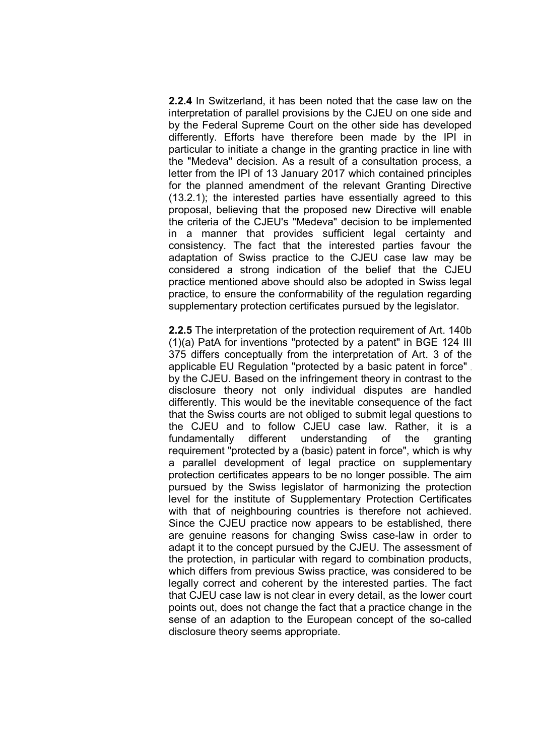**2.2.4** In Switzerland, it has been noted that the case law on the interpretation of parallel provisions by the CJEU on one side and by the Federal Supreme Court on the other side has developed differently. Efforts have therefore been made by the IPI in particular to initiate a change in the granting practice in line with the "Medeva" decision. As a result of a consultation process, a letter from the IPI of 13 January 2017 which contained principles for the planned amendment of the relevant Granting Directive (13.2.1); the interested parties have essentially agreed to this proposal, believing that the proposed new Directive will enable the criteria of the CJEU's "Medeva" decision to be implemented in a manner that provides sufficient legal certainty and consistency. The fact that the interested parties favour the adaptation of Swiss practice to the CJEU case law may be considered a strong indication of the belief that the CJEU practice mentioned above should also be adopted in Swiss legal practice, to ensure the conformability of the regulation regarding supplementary protection certificates pursued by the legislator.

**2.2.5** The interpretation of the protection requirement of Art. 140b (1)(a) PatA for inventions "protected by a patent" in BGE 124 III 375 differs conceptually from the interpretation of Art. 3 of the applicable EU Regulation "protected by a basic patent in force" by the CJEU. Based on the infringement theory in contrast to the disclosure theory not only individual disputes are handled differently. This would be the inevitable consequence of the fact that the Swiss courts are not obliged to submit legal questions to the CJEU and to follow CJEU case law. Rather, it is a fundamentally different understanding of the granting requirement "protected by a (basic) patent in force", which is why a parallel development of legal practice on supplementary protection certificates appears to be no longer possible. The aim pursued by the Swiss legislator of harmonizing the protection level for the institute of Supplementary Protection Certificates with that of neighbouring countries is therefore not achieved. Since the CJEU practice now appears to be established, there are genuine reasons for changing Swiss case-law in order to adapt it to the concept pursued by the CJEU. The assessment of the protection, in particular with regard to combination products, which differs from previous Swiss practice, was considered to be legally correct and coherent by the interested parties. The fact that CJEU case law is not clear in every detail, as the lower court points out, does not change the fact that a practice change in the sense of an adaption to the European concept of the so-called disclosure theory seems appropriate.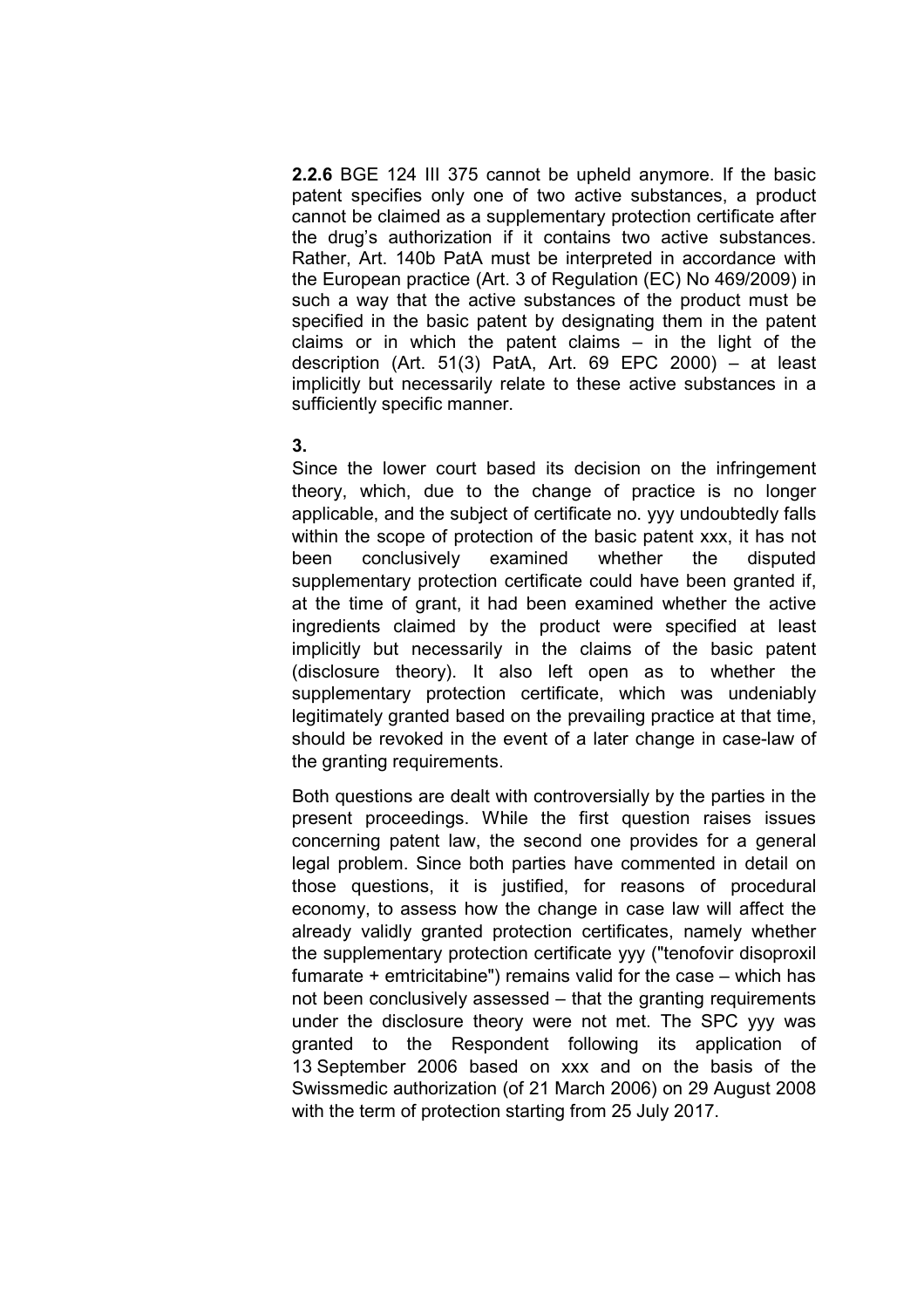**2.2.6** BGE 124 III 375 cannot be upheld anymore. If the basic patent specifies only one of two active substances, a product cannot be claimed as a supplementary protection certificate after the drug's authorization if it contains two active substances. Rather, Art. 140b PatA must be interpreted in accordance with the European practice (Art. 3 of Regulation (EC) No 469/2009) in such a way that the active substances of the product must be specified in the basic patent by designating them in the patent claims or in which the patent claims – in the light of the description (Art. 51(3) PatA, Art. 69 EPC 2000) – at least implicitly but necessarily relate to these active substances in a sufficiently specific manner.

**3.**

Since the lower court based its decision on the infringement theory, which, due to the change of practice is no longer applicable, and the subject of certificate no. yyy undoubtedly falls within the scope of protection of the basic patent xxx, it has not been conclusively examined whether the disputed supplementary protection certificate could have been granted if, at the time of grant, it had been examined whether the active ingredients claimed by the product were specified at least implicitly but necessarily in the claims of the basic patent (disclosure theory). It also left open as to whether the supplementary protection certificate, which was undeniably legitimately granted based on the prevailing practice at that time, should be revoked in the event of a later change in case-law of the granting requirements.

Both questions are dealt with controversially by the parties in the present proceedings. While the first question raises issues concerning patent law, the second one provides for a general legal problem. Since both parties have commented in detail on those questions, it is justified, for reasons of procedural economy, to assess how the change in case law will affect the already validly granted protection certificates, namely whether the supplementary protection certificate yyy ("tenofovir disoproxil fumarate + emtricitabine") remains valid for the case – which has not been conclusively assessed – that the granting requirements under the disclosure theory were not met. The SPC yyy was granted to the Respondent following its application of 13 September 2006 based on xxx and on the basis of the Swissmedic authorization (of 21 March 2006) on 29 August 2008 with the term of protection starting from 25 July 2017.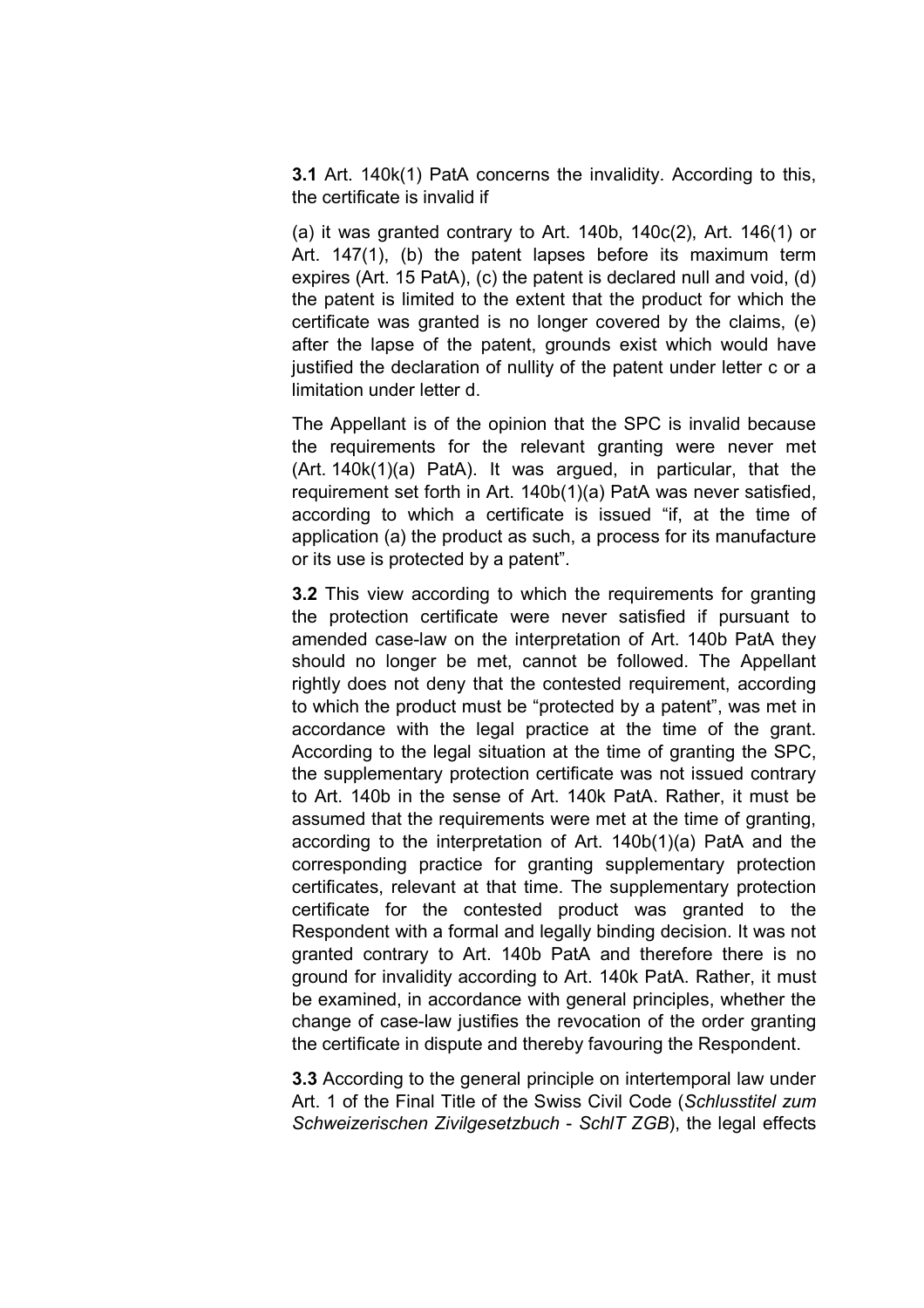**3.1** Art. 140k(1) PatA concerns the invalidity. According to this, the certificate is invalid if

(a) it was granted contrary to Art. 140b, 140c(2), Art. 146(1) or Art. 147(1), (b) the patent lapses before its maximum term expires (Art. 15 PatA), (c) the patent is declared null and void, (d) the patent is limited to the extent that the product for which the certificate was granted is no longer covered by the claims, (e) after the lapse of the patent, grounds exist which would have justified the declaration of nullity of the patent under letter c or a limitation under letter d.

The Appellant is of the opinion that the SPC is invalid because the requirements for the relevant granting were never met (Art. 140k(1)(a) PatA). It was argued, in particular, that the requirement set forth in Art. 140b(1)(a) PatA was never satisfied, according to which a certificate is issued "if, at the time of application (a) the product as such, a process for its manufacture or its use is protected by a patent".

**3.2** This view according to which the requirements for granting the protection certificate were never satisfied if pursuant to amended case-law on the interpretation of Art. 140b PatA they should no longer be met, cannot be followed. The Appellant rightly does not deny that the contested requirement, according to which the product must be "protected by a patent", was met in accordance with the legal practice at the time of the grant. According to the legal situation at the time of granting the SPC, the supplementary protection certificate was not issued contrary to Art. 140b in the sense of Art. 140k PatA. Rather, it must be assumed that the requirements were met at the time of granting, according to the interpretation of Art. 140b(1)(a) PatA and the corresponding practice for granting supplementary protection certificates, relevant at that time. The supplementary protection certificate for the contested product was granted to the Respondent with a formal and legally binding decision. It was not granted contrary to Art. 140b PatA and therefore there is no ground for invalidity according to Art. 140k PatA. Rather, it must be examined, in accordance with general principles, whether the change of case-law justifies the revocation of the order granting the certificate in dispute and thereby favouring the Respondent.

**3.3** According to the general principle on intertemporal law under Art. 1 of the Final Title of the Swiss Civil Code (*Schlusstitel zum Schweizerischen Zivilgesetzbuch - SchlT ZGB*), the legal effects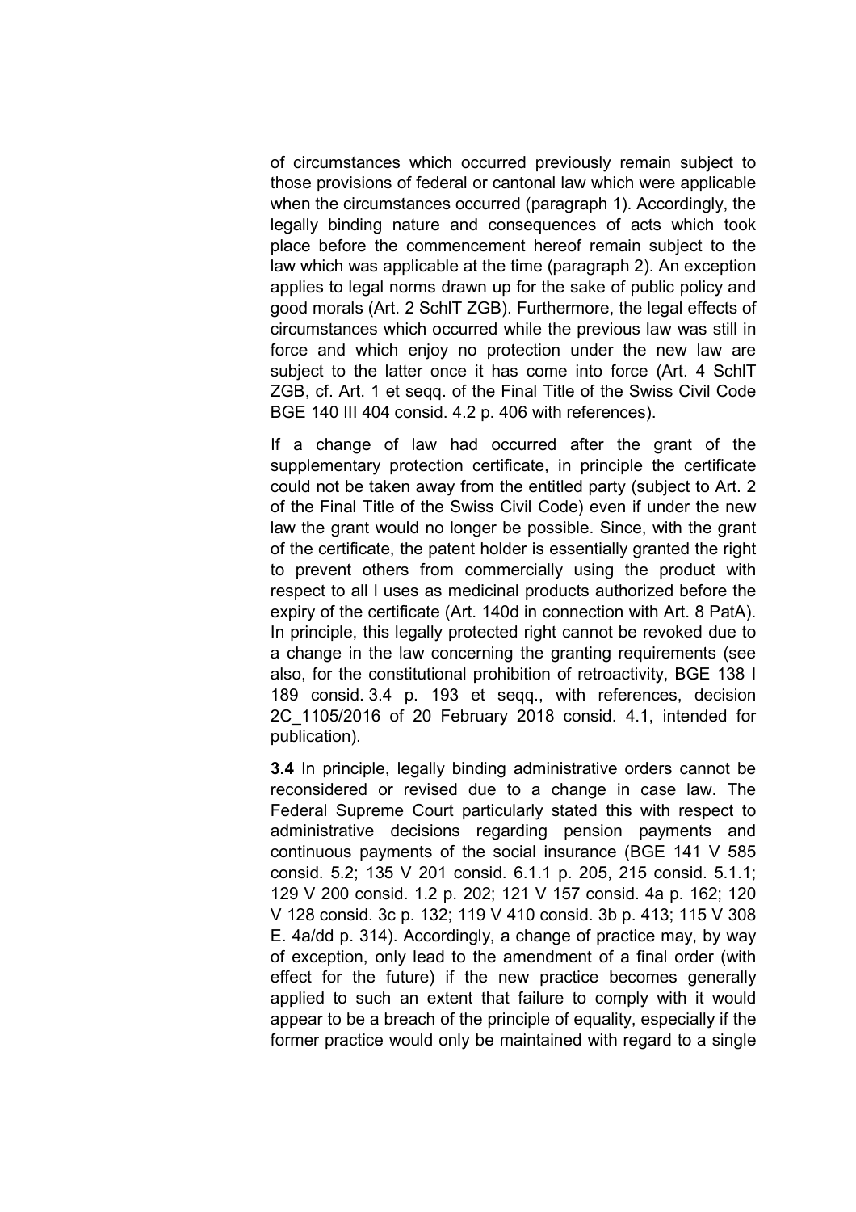of circumstances which occurred previously remain subject to those provisions of federal or cantonal law which were applicable when the circumstances occurred (paragraph 1). Accordingly, the legally binding nature and consequences of acts which took place before the commencement hereof remain subject to the law which was applicable at the time (paragraph 2). An exception applies to legal norms drawn up for the sake of public policy and good morals (Art. 2 SchlT ZGB). Furthermore, the legal effects of circumstances which occurred while the previous law was still in force and which enjoy no protection under the new law are subject to the latter once it has come into force (Art. 4 SchlT ZGB, cf. Art. 1 et seqq. of the Final Title of the Swiss Civil Code BGE 140 III 404 consid. 4.2 p. 406 with references).

If a change of law had occurred after the grant of the supplementary protection certificate, in principle the certificate could not be taken away from the entitled party (subject to Art. 2 of the Final Title of the Swiss Civil Code) even if under the new law the grant would no longer be possible. Since, with the grant of the certificate, the patent holder is essentially granted the right to prevent others from commercially using the product with respect to all l uses as medicinal products authorized before the expiry of the certificate (Art. 140d in connection with Art. 8 PatA). In principle, this legally protected right cannot be revoked due to a change in the law concerning the granting requirements (see also, for the constitutional prohibition of retroactivity, BGE 138 I 189 consid. 3.4 p. 193 et seqq., with references, decision 2C_1105/2016 of 20 February 2018 consid. 4.1, intended for publication).

**3.4** In principle, legally binding administrative orders cannot be reconsidered or revised due to a change in case law. The Federal Supreme Court particularly stated this with respect to administrative decisions regarding pension payments and continuous payments of the social insurance (BGE 141 V 585 consid. 5.2; 135 V 201 consid. 6.1.1 p. 205, 215 consid. 5.1.1; 129 V 200 consid. 1.2 p. 202; 121 V 157 consid. 4a p. 162; 120 V 128 consid. 3c p. 132; 119 V 410 consid. 3b p. 413; 115 V 308 E. 4a/dd p. 314). Accordingly, a change of practice may, by way of exception, only lead to the amendment of a final order (with effect for the future) if the new practice becomes generally applied to such an extent that failure to comply with it would appear to be a breach of the principle of equality, especially if the former practice would only be maintained with regard to a single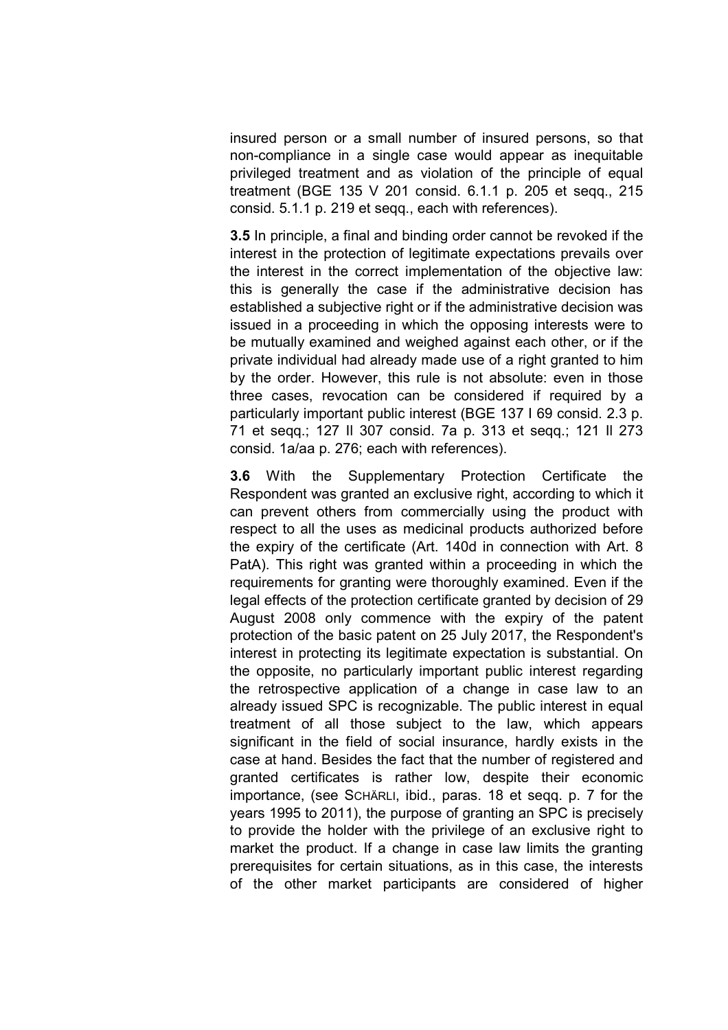insured person or a small number of insured persons, so that non-compliance in a single case would appear as inequitable privileged treatment and as violation of the principle of equal treatment (BGE 135 V 201 consid. 6.1.1 p. 205 et seqq., 215 consid. 5.1.1 p. 219 et seqq., each with references).

**3.5** In principle, a final and binding order cannot be revoked if the interest in the protection of legitimate expectations prevails over the interest in the correct implementation of the objective law: this is generally the case if the administrative decision has established a subjective right or if the administrative decision was issued in a proceeding in which the opposing interests were to be mutually examined and weighed against each other, or if the private individual had already made use of a right granted to him by the order. However, this rule is not absolute: even in those three cases, revocation can be considered if required by a particularly important public interest (BGE 137 I 69 consid. 2.3 p. 71 et seqq.; 127 II 307 consid. 7a p. 313 et seqq.; 121 II 273 consid. 1a/aa p. 276; each with references).

**3.6** With the Supplementary Protection Certificate the Respondent was granted an exclusive right, according to which it can prevent others from commercially using the product with respect to all the uses as medicinal products authorized before the expiry of the certificate (Art. 140d in connection with Art. 8 PatA). This right was granted within a proceeding in which the requirements for granting were thoroughly examined. Even if the legal effects of the protection certificate granted by decision of 29 August 2008 only commence with the expiry of the patent protection of the basic patent on 25 July 2017, the Respondent's interest in protecting its legitimate expectation is substantial. On the opposite, no particularly important public interest regarding the retrospective application of a change in case law to an already issued SPC is recognizable. The public interest in equal treatment of all those subject to the law, which appears significant in the field of social insurance, hardly exists in the case at hand. Besides the fact that the number of registered and granted certificates is rather low, despite their economic importance, (see SCHÄRLI, ibid., paras. 18 et seqq. p. 7 for the years 1995 to 2011), the purpose of granting an SPC is precisely to provide the holder with the privilege of an exclusive right to market the product. If a change in case law limits the granting prerequisites for certain situations, as in this case, the interests of the other market participants are considered of higher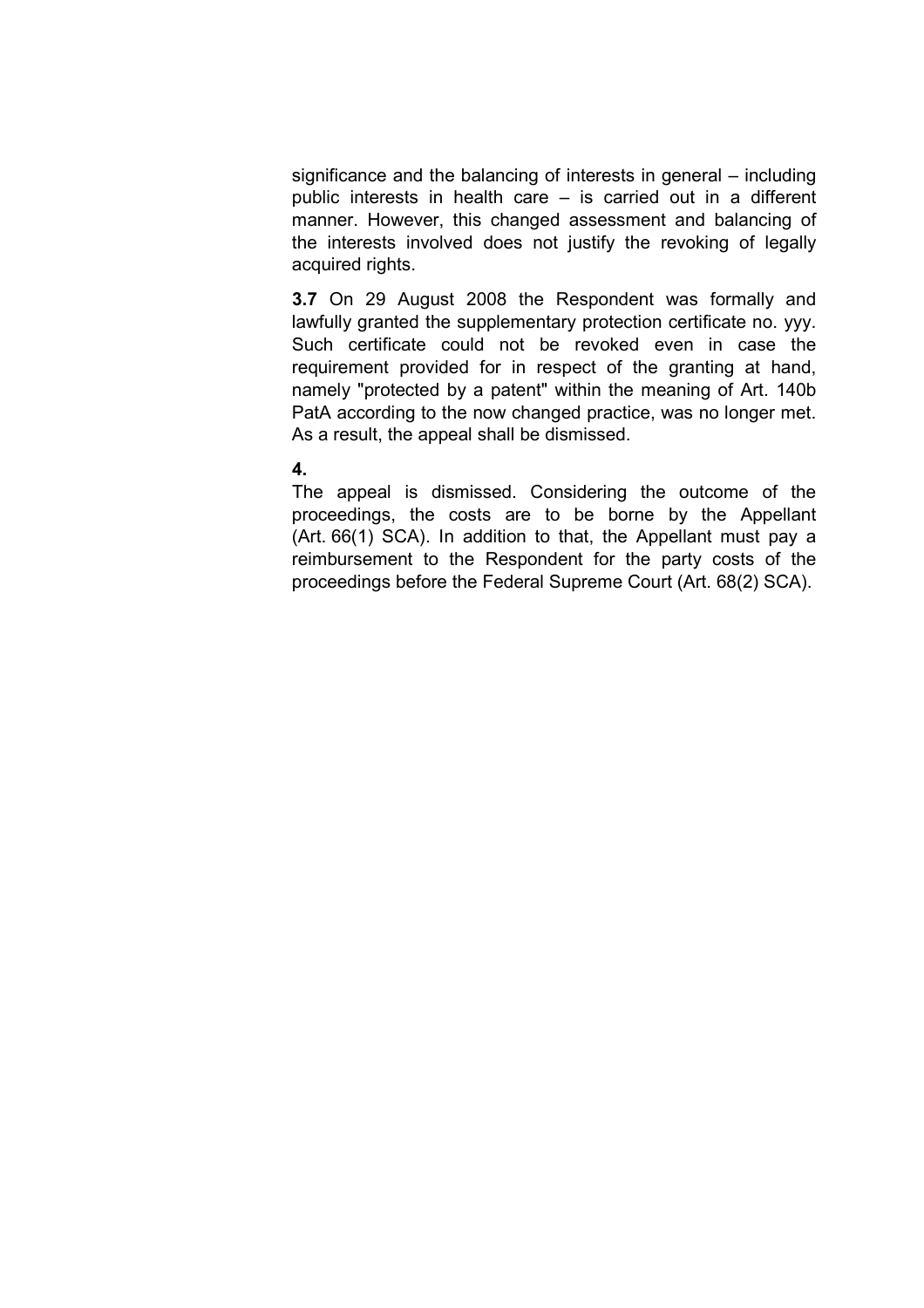significance and the balancing of interests in general – including public interests in health care – is carried out in a different manner. However, this changed assessment and balancing of the interests involved does not justify the revoking of legally acquired rights.

**3.7** On 29 August 2008 the Respondent was formally and lawfully granted the supplementary protection certificate no. yyy. Such certificate could not be revoked even in case the requirement provided for in respect of the granting at hand, namely "protected by a patent" within the meaning of Art. 140b PatA according to the now changed practice, was no longer met. As a result, the appeal shall be dismissed.

**4.**

The appeal is dismissed. Considering the outcome of the proceedings, the costs are to be borne by the Appellant (Art. 66(1) SCA). In addition to that, the Appellant must pay a reimbursement to the Respondent for the party costs of the proceedings before the Federal Supreme Court (Art. 68(2) SCA).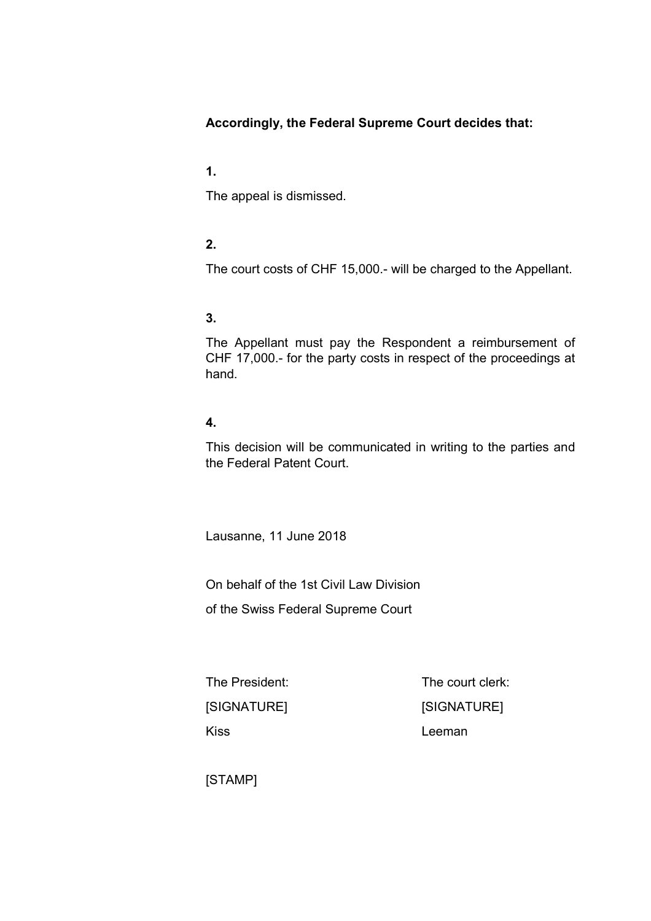**Accordingly, the Federal Supreme Court decides that:**

**1.**

The appeal is dismissed.

**2.**

The court costs of CHF 15,000.- will be charged to the Appellant.

**3.**

The Appellant must pay the Respondent a reimbursement of CHF 17,000.- for the party costs in respect of the proceedings at hand.

**4.**

This decision will be communicated in writing to the parties and the Federal Patent Court.

Lausanne, 11 June 2018

On behalf of the 1st Civil Law Division

of the Swiss Federal Supreme Court

| | |
|---|---|
| The President: | The court clerk: |
| [SIGNATURE] | [SIGNATURE] |
| Kiss | Leeman |

[STAMP]